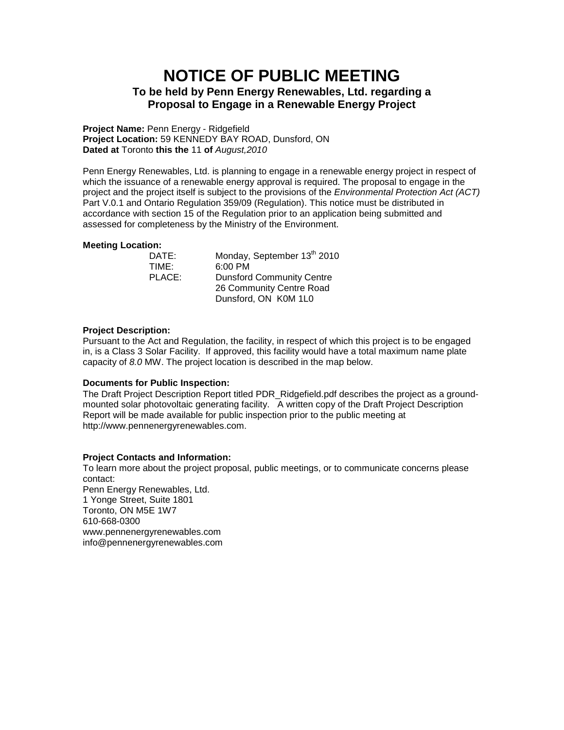# NOTICE OF PUBLIC MEETING

## To be held by Penn Energy Renewables, Ltd. regarding a Proposal to Engage in a Renewable Energy Project

**Project Name:** Penn Energy - Ridgefield
**Project Location:** 59 KENNEDY BAY ROAD, Dunsford, ON
**Dated at** Toronto **this the** 11 **of** *August,2010*

Penn Energy Renewables, Ltd. is planning to engage in a renewable energy project in respect of which the issuance of a renewable energy approval is required. The proposal to engage in the project and the project itself is subject to the provisions of the *Environmental Protection Act (ACT)* Part V.0.1 and Ontario Regulation 359/09 (Regulation). This notice must be distributed in accordance with section 15 of the Regulation prior to an application being submitted and assessed for completeness by the Ministry of the Environment.

**Meeting Location:**

| | |
|---|---|
| DATE: | Monday, September 13th 2010 |
| TIME: | 6:00 PM |
| PLACE: | Dunsford Community Centre<br>26 Community Centre Road<br>Dunsford, ON K0M 1L0 |

**Project Description:**
Pursuant to the Act and Regulation, the facility, in respect of which this project is to be engaged in, is a Class 3 Solar Facility. If approved, this facility would have a total maximum name plate capacity of *8.0* MW. The project location is described in the map below.

**Documents for Public Inspection:**
The Draft Project Description Report titled PDR_Ridgefield.pdf describes the project as a ground-mounted solar photovoltaic generating facility. A written copy of the Draft Project Description Report will be made available for public inspection prior to the public meeting at http://www.pennenergyrenewables.com.

**Project Contacts and Information:**
To learn more about the project proposal, public meetings, or to communicate concerns please contact:
Penn Energy Renewables, Ltd.
1 Yonge Street, Suite 1801
Toronto, ON M5E 1W7
610-668-0300
www.pennenergyrenewables.com
info@pennenergyrenewables.com